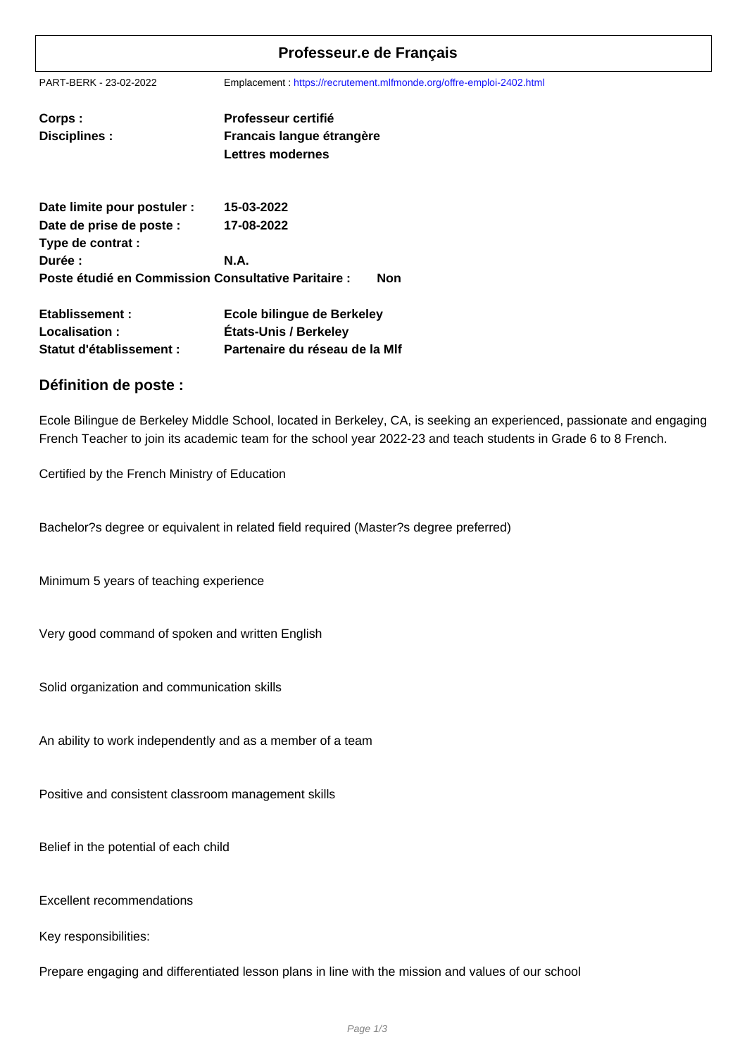# Professeur.e de Français

PART-BERK - 23-02-2022 Emplacement : https://recrutement.mlfmonde.org/offre-emploi-2402.html

**Corps :** **Professeur certifié**
**Disciplines :** **Francais langue étrangère**
**Lettres modernes**

**Date limite pour postuler :** **15-03-2022**
**Date de prise de poste :** **17-08-2022**
**Type de contrat :**
**Durée :** **N.A.**
**Poste étudié en Commission Consultative Paritaire :** **Non**

**Etablissement :** **Ecole bilingue de Berkeley**
**Localisation :** **États-Unis / Berkeley**
**Statut d'établissement :** **Partenaire du réseau de la Mlf**

## Définition de poste :

Ecole Bilingue de Berkeley Middle School, located in Berkeley, CA, is seeking an experienced, passionate and engaging French Teacher to join its academic team for the school year 2022-23 and teach students in Grade 6 to 8 French.

Certified by the French Ministry of Education

Bachelor?s degree or equivalent in related field required (Master?s degree preferred)

Minimum 5 years of teaching experience

Very good command of spoken and written English

Solid organization and communication skills

An ability to work independently and as a member of a team

Positive and consistent classroom management skills

Belief in the potential of each child

Excellent recommendations

Key responsibilities:

Prepare engaging and differentiated lesson plans in line with the mission and values of our school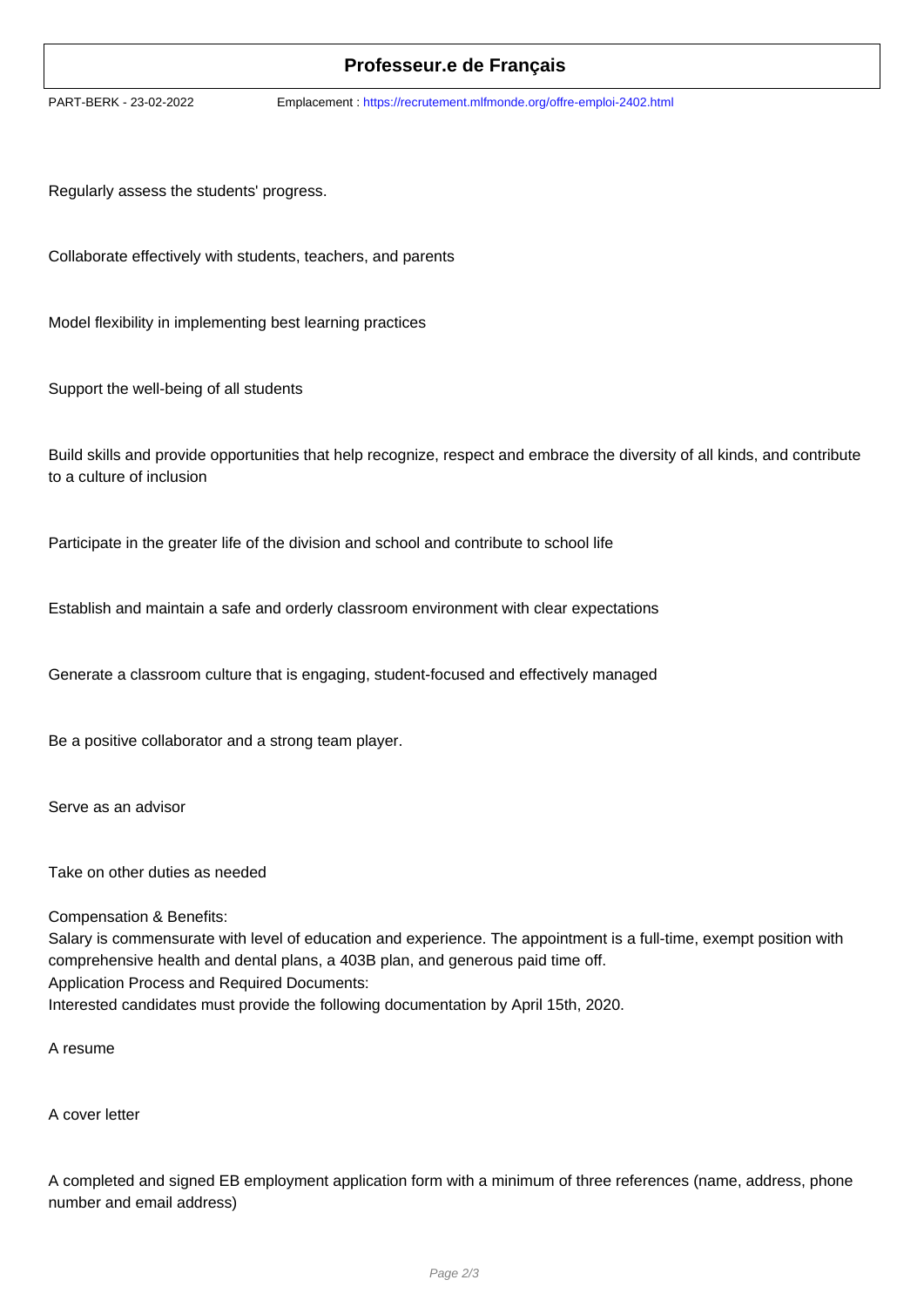Regularly assess the students' progress.

Collaborate effectively with students, teachers, and parents

Model flexibility in implementing best learning practices

Support the well-being of all students

Build skills and provide opportunities that help recognize, respect and embrace the diversity of all kinds, and contribute to a culture of inclusion

Participate in the greater life of the division and school and contribute to school life

Establish and maintain a safe and orderly classroom environment with clear expectations

Generate a classroom culture that is engaging, student-focused and effectively managed

Be a positive collaborator and a strong team player.

Serve as an advisor

Take on other duties as needed

Compensation & Benefits:
Salary is commensurate with level of education and experience. The appointment is a full-time, exempt position with comprehensive health and dental plans, a 403B plan, and generous paid time off.
Application Process and Required Documents:
Interested candidates must provide the following documentation by April 15th, 2020.

A resume

A cover letter

A completed and signed EB employment application form with a minimum of three references (name, address, phone number and email address)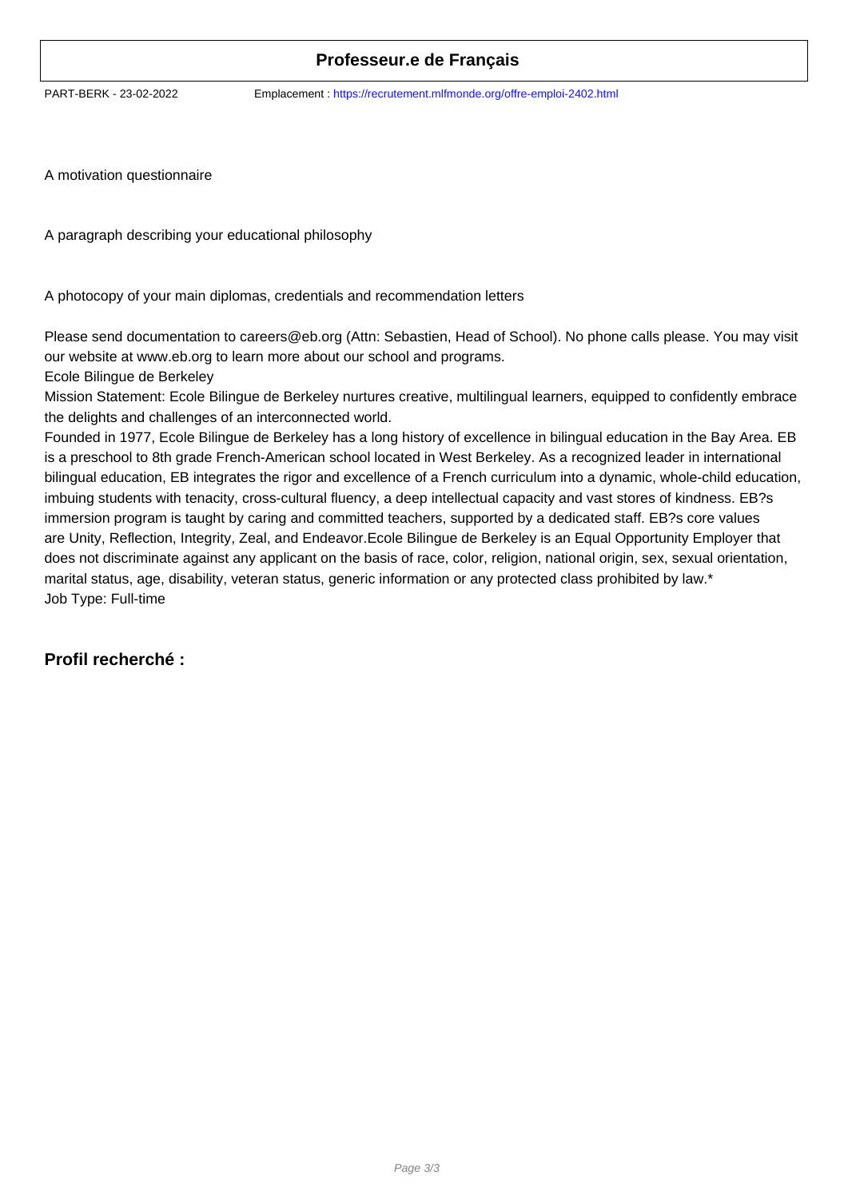**Professeur.e de Français**

PART-BERK - 23-02-2022 Emplacement : https://recrutement.mlfmonde.org/offre-emploi-2402.html

A motivation questionnaire

A paragraph describing your educational philosophy

A photocopy of your main diplomas, credentials and recommendation letters

Please send documentation to careers@eb.org (Attn: Sebastien, Head of School). No phone calls please. You may visit our website at www.eb.org to learn more about our school and programs.
Ecole Bilingue de Berkeley
Mission Statement: Ecole Bilingue de Berkeley nurtures creative, multilingual learners, equipped to confidently embrace the delights and challenges of an interconnected world.
Founded in 1977, Ecole Bilingue de Berkeley has a long history of excellence in bilingual education in the Bay Area. EB is a preschool to 8th grade French-American school located in West Berkeley. As a recognized leader in international bilingual education, EB integrates the rigor and excellence of a French curriculum into a dynamic, whole-child education, imbuing students with tenacity, cross-cultural fluency, a deep intellectual capacity and vast stores of kindness. EB?s immersion program is taught by caring and committed teachers, supported by a dedicated staff. EB?s core values are Unity, Reflection, Integrity, Zeal, and Endeavor.Ecole Bilingue de Berkeley is an Equal Opportunity Employer that does not discriminate against any applicant on the basis of race, color, religion, national origin, sex, sexual orientation, marital status, age, disability, veteran status, generic information or any protected class prohibited by law.*
Job Type: Full-time

## Profil recherché :